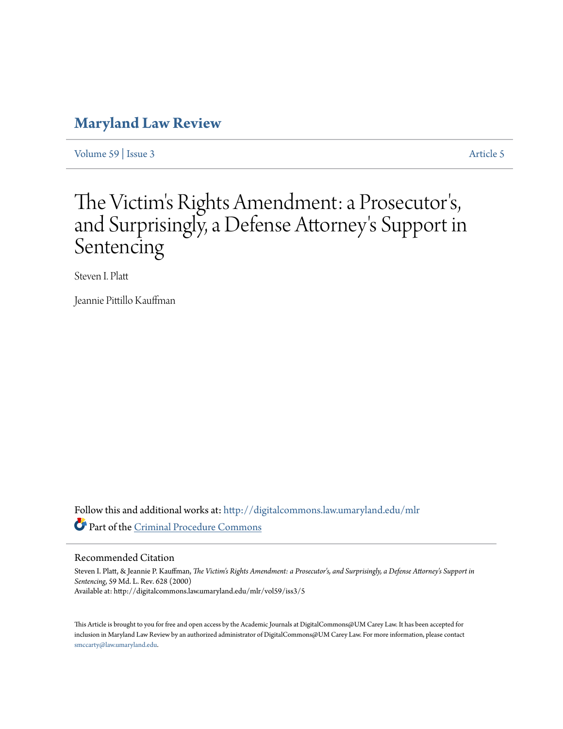# Maryland Law Review

Volume 59 | Issue 3 Article 5

# The Victim's Rights Amendment: a Prosecutor's, and Surprisingly, a Defense Attorney's Support in Sentencing

Steven I. Platt

Jeannie Pittillo Kauffman

Follow this and additional works at: http://digitalcommons.law.umaryland.edu/mlr

Part of the Criminal Procedure Commons

## Recommended Citation

Steven I. Platt, & Jeannie P. Kauffman, *The Victim's Rights Amendment: a Prosecutor's, and Surprisingly, a Defense Attorney's Support in Sentencing*, 59 Md. L. Rev. 628 (2000)
Available at: http://digitalcommons.law.umaryland.edu/mlr/vol59/iss3/5

This Article is brought to you for free and open access by the Academic Journals at DigitalCommons@UM Carey Law. It has been accepted for inclusion in Maryland Law Review by an authorized administrator of DigitalCommons@UM Carey Law. For more information, please contact smccarty@law.umaryland.edu.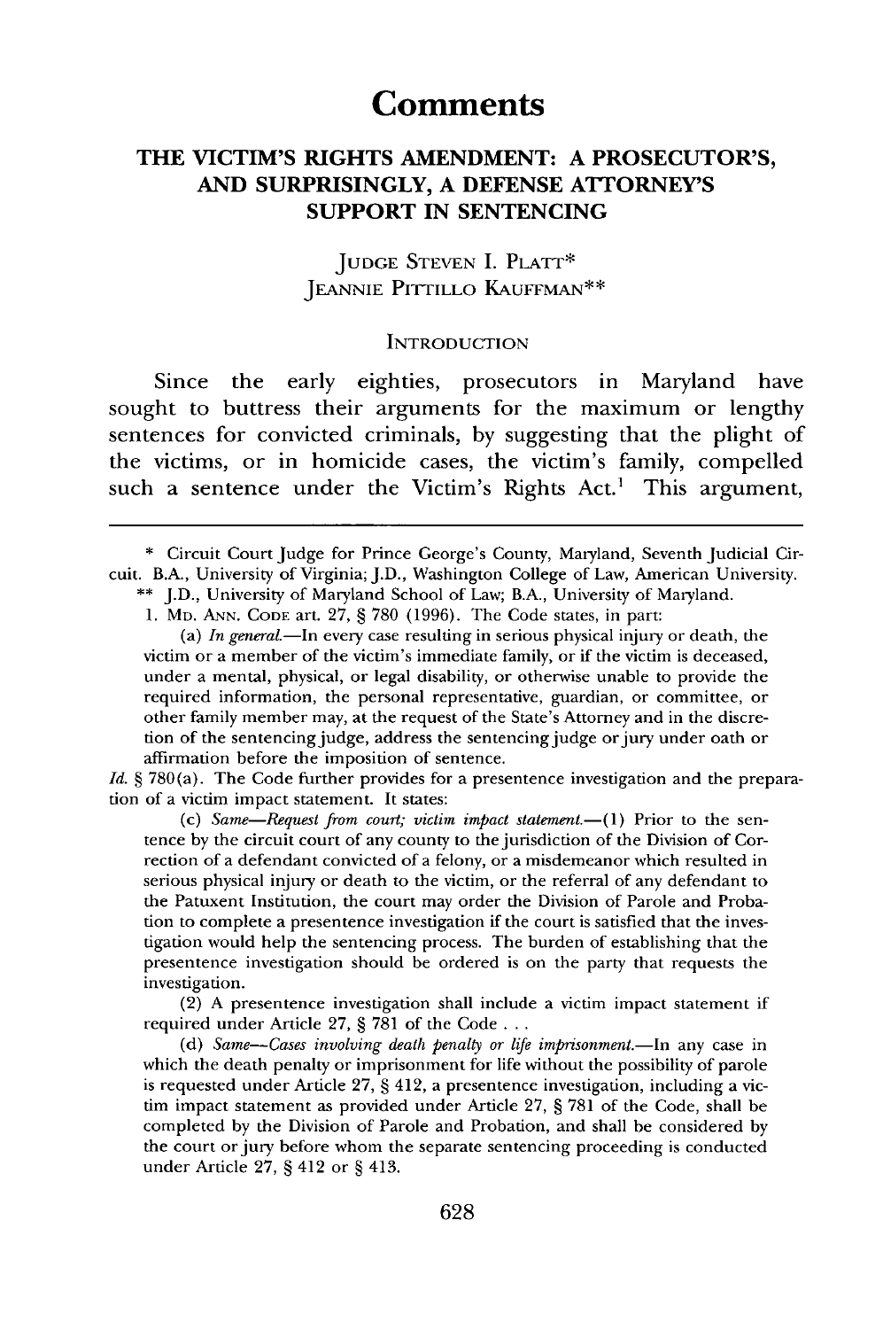# Comments

## THE VICTIM'S RIGHTS AMENDMENT: A PROSECUTOR'S, AND SURPRISINGLY, A DEFENSE ATTORNEY'S SUPPORT IN SENTENCING

JUDGE STEVEN I. PLATT*
JEANNIE PITTILLO KAUFFMAN**

### INTRODUCTION

Since the early eighties, prosecutors in Maryland have sought to buttress their arguments for the maximum or lengthy sentences for convicted criminals, by suggesting that the plight of the victims, or in homicide cases, the victim's family, compelled such a sentence under the Victim's Rights Act.[1] This argument,

---

\* Circuit Court Judge for Prince George's County, Maryland, Seventh Judicial Circuit. B.A., University of Virginia; J.D., Washington College of Law, American University.

\*\* J.D., University of Maryland School of Law; B.A., University of Maryland.

1. MD. ANN. CODE art. 27, § 780 (1996). The Code states, in part:

> (a) *In general.*—In every case resulting in serious physical injury or death, the victim or a member of the victim's immediate family, or if the victim is deceased, under a mental, physical, or legal disability, or otherwise unable to provide the required information, the personal representative, guardian, or committee, or other family member may, at the request of the State's Attorney and in the discretion of the sentencing judge, address the sentencing judge or jury under oath or affirmation before the imposition of sentence.

*Id.* § 780(a). The Code further provides for a presentence investigation and the preparation of a victim impact statement. It states:

> (c) *Same—Request from court; victim impact statement.*—(1) Prior to the sentence by the circuit court of any county to the jurisdiction of the Division of Correction of a defendant convicted of a felony, or a misdemeanor which resulted in serious physical injury or death to the victim, or the referral of any defendant to the Patuxent Institution, the court may order the Division of Parole and Probation to complete a presentence investigation if the court is satisfied that the investigation would help the sentencing process. The burden of establishing that the presentence investigation should be ordered is on the party that requests the investigation.
>
> (2) A presentence investigation shall include a victim impact statement if required under Article 27, § 781 of the Code . . .
>
> (d) *Same—Cases involving death penalty or life imprisonment.*—In any case in which the death penalty or imprisonment for life without the possibility of parole is requested under Article 27, § 412, a presentence investigation, including a victim impact statement as provided under Article 27, § 781 of the Code, shall be completed by the Division of Parole and Probation, and shall be considered by the court or jury before whom the separate sentencing proceeding is conducted under Article 27, § 412 or § 413.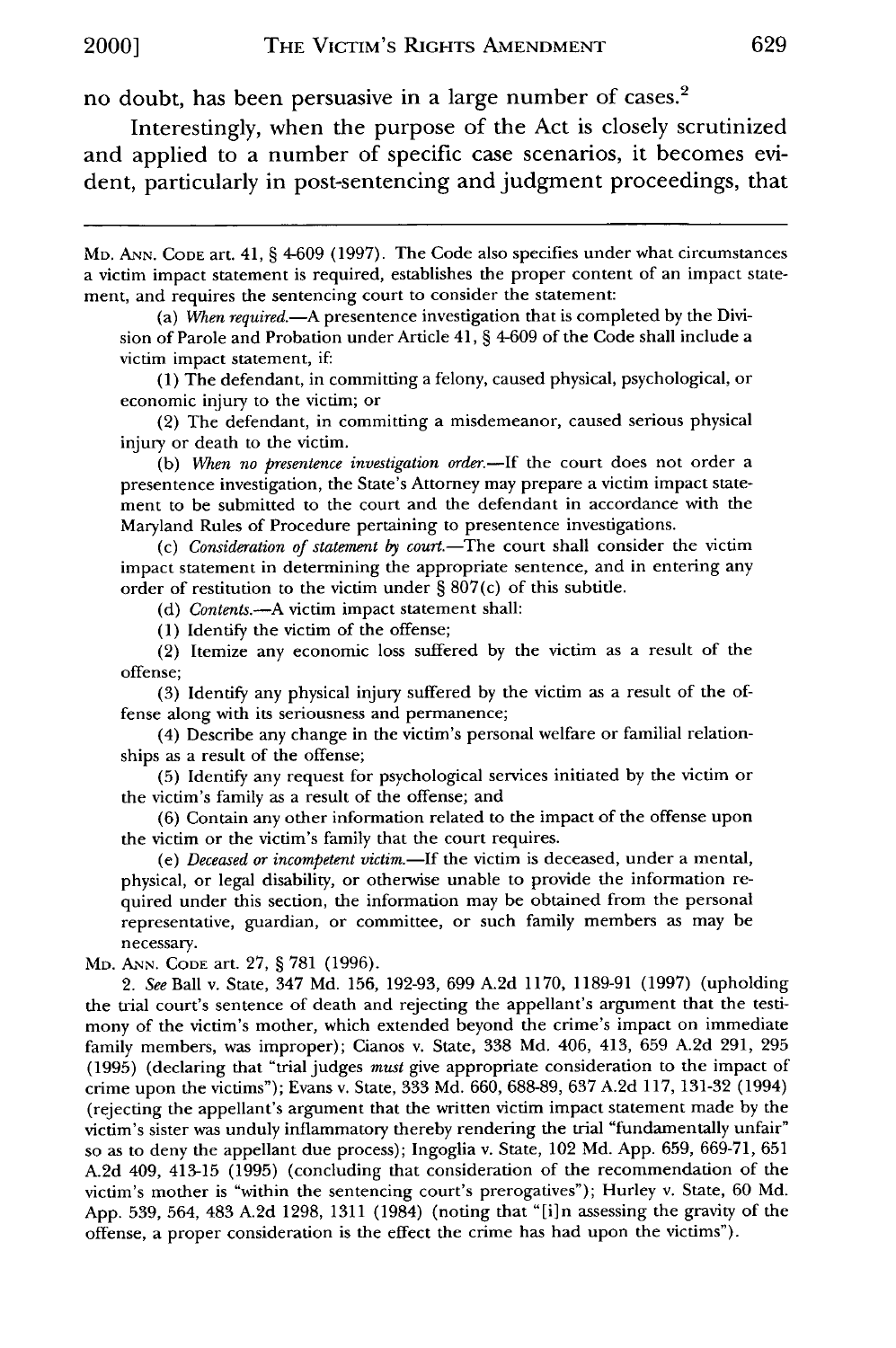no doubt, has been persuasive in a large number of cases.[2]

Interestingly, when the purpose of the Act is closely scrutinized and applied to a number of specific case scenarios, it becomes evident, particularly in post-sentencing and judgment proceedings, that

---

MD. ANN. CODE art. 41, § 4-609 (1997). The Code also specifies under what circumstances a victim impact statement is required, establishes the proper content of an impact statement, and requires the sentencing court to consider the statement:

> (a) *When required.*—A presentence investigation that is completed by the Division of Parole and Probation under Article 41, § 4-609 of the Code shall include a victim impact statement, if:
>
> (1) The defendant, in committing a felony, caused physical, psychological, or economic injury to the victim; or
>
> (2) The defendant, in committing a misdemeanor, caused serious physical injury or death to the victim.
>
> (b) *When no presentence investigation order.*—If the court does not order a presentence investigation, the State's Attorney may prepare a victim impact statement to be submitted to the court and the defendant in accordance with the Maryland Rules of Procedure pertaining to presentence investigations.
>
> (c) *Consideration of statement by court.*—The court shall consider the victim impact statement in determining the appropriate sentence, and in entering any order of restitution to the victim under § 807(c) of this subtitle.
>
> (d) *Contents.*—A victim impact statement shall:
>
> (1) Identify the victim of the offense;
>
> (2) Itemize any economic loss suffered by the victim as a result of the offense;
>
> (3) Identify any physical injury suffered by the victim as a result of the offense along with its seriousness and permanence;
>
> (4) Describe any change in the victim's personal welfare or familial relationships as a result of the offense;
>
> (5) Identify any request for psychological services initiated by the victim or the victim's family as a result of the offense; and
>
> (6) Contain any other information related to the impact of the offense upon the victim or the victim's family that the court requires.
>
> (e) *Deceased or incompetent victim.*—If the victim is deceased, under a mental, physical, or legal disability, or otherwise unable to provide the information required under this section, the information may be obtained from the personal representative, guardian, or committee, or such family members as may be necessary.

MD. ANN. CODE art. 27, § 781 (1996).

2. *See* Ball v. State, 347 Md. 156, 192-93, 699 A.2d 1170, 1189-91 (1997) (upholding the trial court's sentence of death and rejecting the appellant's argument that the testimony of the victim's mother, which extended beyond the crime's impact on immediate family members, was improper); Cianos v. State, 338 Md. 406, 413, 659 A.2d 291, 295 (1995) (declaring that "trial judges *must* give appropriate consideration to the impact of crime upon the victims"); Evans v. State, 333 Md. 660, 688-89, 637 A.2d 117, 131-32 (1994) (rejecting the appellant's argument that the written victim impact statement made by the victim's sister was unduly inflammatory thereby rendering the trial "fundamentally unfair" so as to deny the appellant due process); Ingoglia v. State, 102 Md. App. 659, 669-71, 651 A.2d 409, 413-15 (1995) (concluding that consideration of the recommendation of the victim's mother is "within the sentencing court's prerogatives"); Hurley v. State, 60 Md. App. 539, 564, 483 A.2d 1298, 1311 (1984) (noting that "[i]n assessing the gravity of the offense, a proper consideration is the effect the crime has had upon the victims").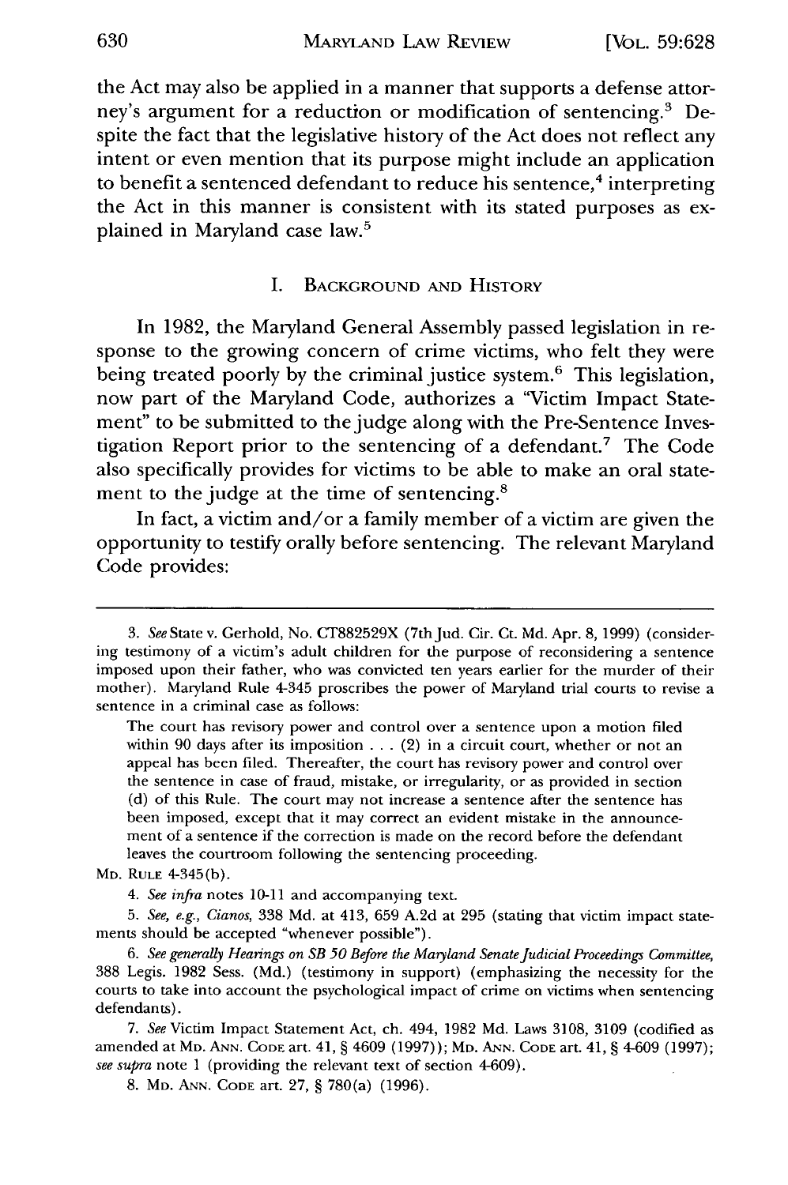the Act may also be applied in a manner that supports a defense attorney's argument for a reduction or modification of sentencing.[3] Despite the fact that the legislative history of the Act does not reflect any intent or even mention that its purpose might include an application to benefit a sentenced defendant to reduce his sentence,[4] interpreting the Act in this manner is consistent with its stated purposes as explained in Maryland case law.[5]

## I. Background and History

In 1982, the Maryland General Assembly passed legislation in response to the growing concern of crime victims, who felt they were being treated poorly by the criminal justice system.[6] This legislation, now part of the Maryland Code, authorizes a "Victim Impact Statement" to be submitted to the judge along with the Pre-Sentence Investigation Report prior to the sentencing of a defendant.[7] The Code also specifically provides for victims to be able to make an oral statement to the judge at the time of sentencing.[8]

In fact, a victim and/or a family member of a victim are given the opportunity to testify orally before sentencing. The relevant Maryland Code provides:

---

3. *See* State v. Gerhold, No. CT882529X (7th Jud. Cir. Ct. Md. Apr. 8, 1999) (considering testimony of a victim's adult children for the purpose of reconsidering a sentence imposed upon their father, who was convicted ten years earlier for the murder of their mother). Maryland Rule 4-345 proscribes the power of Maryland trial courts to revise a sentence in a criminal case as follows:

> The court has revisory power and control over a sentence upon a motion filed within 90 days after its imposition . . . (2) in a circuit court, whether or not an appeal has been filed. Thereafter, the court has revisory power and control over the sentence in case of fraud, mistake, or irregularity, or as provided in section (d) of this Rule. The court may not increase a sentence after the sentence has been imposed, except that it may correct an evident mistake in the announcement of a sentence if the correction is made on the record before the defendant leaves the courtroom following the sentencing proceeding.

Md. Rule 4-345(b).

4. *See infra* notes 10-11 and accompanying text.

5. *See, e.g.*, *Cianos*, 338 Md. at 413, 659 A.2d at 295 (stating that victim impact statements should be accepted "whenever possible").

6. *See generally Hearings on SB 50 Before the Maryland Senate Judicial Proceedings Committee*, 388 Legis. 1982 Sess. (Md.) (testimony in support) (emphasizing the necessity for the courts to take into account the psychological impact of crime on victims when sentencing defendants).

7. *See* Victim Impact Statement Act, ch. 494, 1982 Md. Laws 3108, 3109 (codified as amended at Md. Ann. Code art. 41, § 4609 (1997)); Md. Ann. Code art. 41, § 4-609 (1997); *see supra* note 1 (providing the relevant text of section 4-609).

8. Md. Ann. Code art. 27, § 780(a) (1996).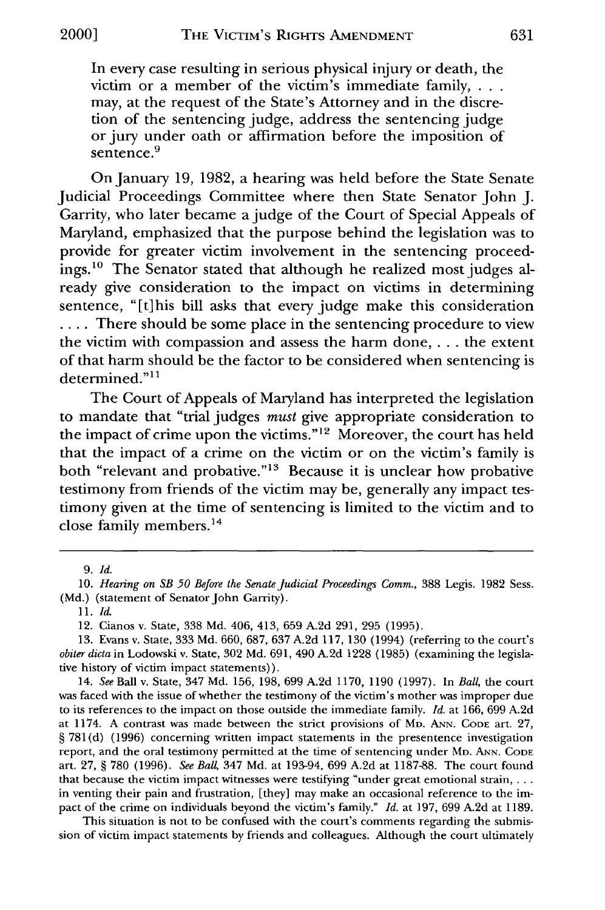> In every case resulting in serious physical injury or death, the victim or a member of the victim's immediate family, . . . may, at the request of the State's Attorney and in the discretion of the sentencing judge, address the sentencing judge or jury under oath or affirmation before the imposition of sentence.[9]

On January 19, 1982, a hearing was held before the State Senate Judicial Proceedings Committee where then State Senator John J. Garrity, who later became a judge of the Court of Special Appeals of Maryland, emphasized that the purpose behind the legislation was to provide for greater victim involvement in the sentencing proceedings.[10] The Senator stated that although he realized most judges already give consideration to the impact on victims in determining sentence, "[t]his bill asks that every judge make this consideration . . . . There should be some place in the sentencing procedure to view the victim with compassion and assess the harm done, . . . the extent of that harm should be the factor to be considered when sentencing is determined."[11]

The Court of Appeals of Maryland has interpreted the legislation to mandate that "trial judges *must* give appropriate consideration to the impact of crime upon the victims."[12] Moreover, the court has held that the impact of a crime on the victim or on the victim's family is both "relevant and probative."[13] Because it is unclear how probative testimony from friends of the victim may be, generally any impact testimony given at the time of sentencing is limited to the victim and to close family members.[14]

---

9. *Id.*

10. *Hearing on SB 50 Before the Senate Judicial Proceedings Comm.*, 388 Legis. 1982 Sess. (Md.) (statement of Senator John Garrity).

11. *Id.*

12. Cianos v. State, 338 Md. 406, 413, 659 A.2d 291, 295 (1995).

13. Evans v. State, 333 Md. 660, 687, 637 A.2d 117, 130 (1994) (referring to the court's *obiter dicta* in Lodowski v. State, 302 Md. 691, 490 A.2d 1228 (1985) (examining the legislative history of victim impact statements)).

14. *See* Ball v. State, 347 Md. 156, 198, 699 A.2d 1170, 1190 (1997). In *Ball*, the court was faced with the issue of whether the testimony of the victim's mother was improper due to its references to the impact on those outside the immediate family. *Id.* at 166, 699 A.2d at 1174. A contrast was made between the strict provisions of MD. ANN. CODE art. 27, § 781(d) (1996) concerning written impact statements in the presentence investigation report, and the oral testimony permitted at the time of sentencing under MD. ANN. CODE art. 27, § 780 (1996). *See Ball*, 347 Md. at 193-94, 699 A.2d at 1187-88. The court found that because the victim impact witnesses were testifying "under great emotional strain, . . . in venting their pain and frustration, [they] may make an occasional reference to the impact of the crime on individuals beyond the victim's family." *Id.* at 197, 699 A.2d at 1189.

This situation is not to be confused with the court's comments regarding the submission of victim impact statements by friends and colleagues. Although the court ultimately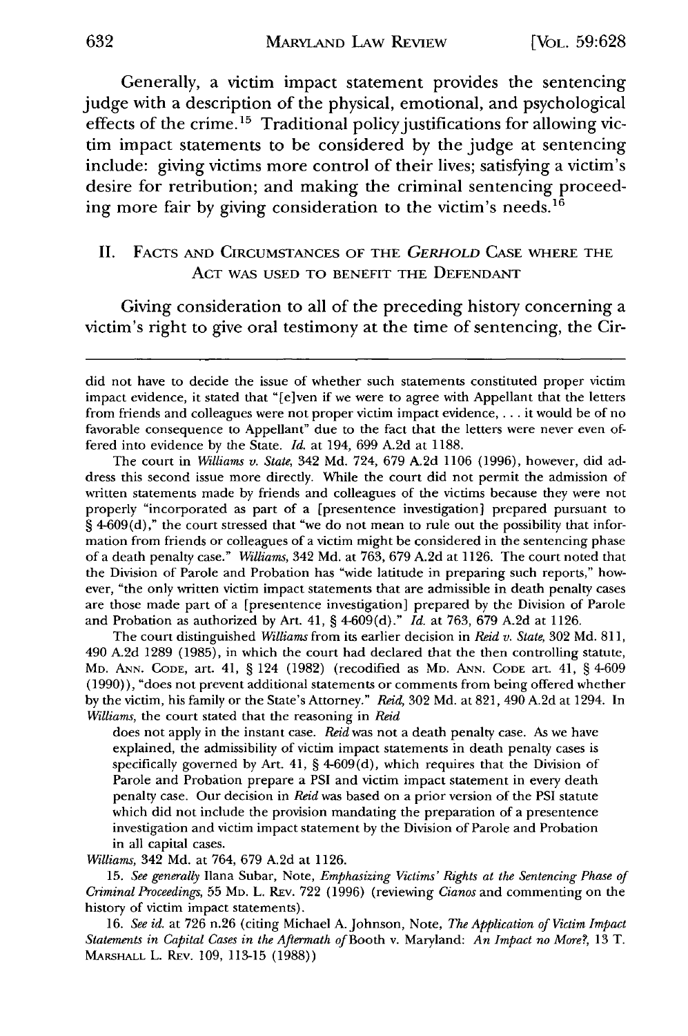Generally, a victim impact statement provides the sentencing judge with a description of the physical, emotional, and psychological effects of the crime.[15] Traditional policy justifications for allowing victim impact statements to be considered by the judge at sentencing include: giving victims more control of their lives; satisfying a victim's desire for retribution; and making the criminal sentencing proceeding more fair by giving consideration to the victim's needs.[16]

## II. Facts and Circumstances of the *Gerhold* Case where the Act was used to benefit the Defendant

Giving consideration to all of the preceding history concerning a victim's right to give oral testimony at the time of sentencing, the Cir-

---

did not have to decide the issue of whether such statements constituted proper victim impact evidence, it stated that "[e]ven if we were to agree with Appellant that the letters from friends and colleagues were not proper victim impact evidence, . . . it would be of no favorable consequence to Appellant" due to the fact that the letters were never even offered into evidence by the State. *Id.* at 194, 699 A.2d at 1188.

The court in *Williams v. State*, 342 Md. 724, 679 A.2d 1106 (1996), however, did address this second issue more directly. While the court did not permit the admission of written statements made by friends and colleagues of the victims because they were not properly "incorporated as part of a [presentence investigation] prepared pursuant to § 4-609(d)," the court stressed that "we do not mean to rule out the possibility that information from friends or colleagues of a victim might be considered in the sentencing phase of a death penalty case." *Williams*, 342 Md. at 763, 679 A.2d at 1126. The court noted that the Division of Parole and Probation has "wide latitude in preparing such reports," however, "the only written victim impact statements that are admissible in death penalty cases are those made part of a [presentence investigation] prepared by the Division of Parole and Probation as authorized by Art. 41, § 4-609(d)." *Id.* at 763, 679 A.2d at 1126.

The court distinguished *Williams* from its earlier decision in *Reid v. State*, 302 Md. 811, 490 A.2d 1289 (1985), in which the court had declared that the then controlling statute, Md. Ann. Code, art. 41, § 124 (1982) (recodified as Md. Ann. Code art. 41, § 4-609 (1990)), "does not prevent additional statements or comments from being offered whether by the victim, his family or the State's Attorney." *Reid*, 302 Md. at 821, 490 A.2d at 1294. In *Williams*, the court stated that the reasoning in *Reid*

> does not apply in the instant case. *Reid* was not a death penalty case. As we have explained, the admissibility of victim impact statements in death penalty cases is specifically governed by Art. 41, § 4-609(d), which requires that the Division of Parole and Probation prepare a PSI and victim impact statement in every death penalty case. Our decision in *Reid* was based on a prior version of the PSI statute which did not include the provision mandating the preparation of a presentence investigation and victim impact statement by the Division of Parole and Probation in all capital cases.

*Williams*, 342 Md. at 764, 679 A.2d at 1126.

15. *See generally* Ilana Subar, Note, *Emphasizing Victims' Rights at the Sentencing Phase of Criminal Proceedings*, 55 Md. L. Rev. 722 (1996) (reviewing *Cianos* and commenting on the history of victim impact statements).

16. *See id.* at 726 n.26 (citing Michael A. Johnson, Note, *The Application of Victim Impact Statements in Capital Cases in the Aftermath of* Booth v. Maryland: *An Impact no More?*, 13 T. Marshall L. Rev. 109, 113-15 (1988))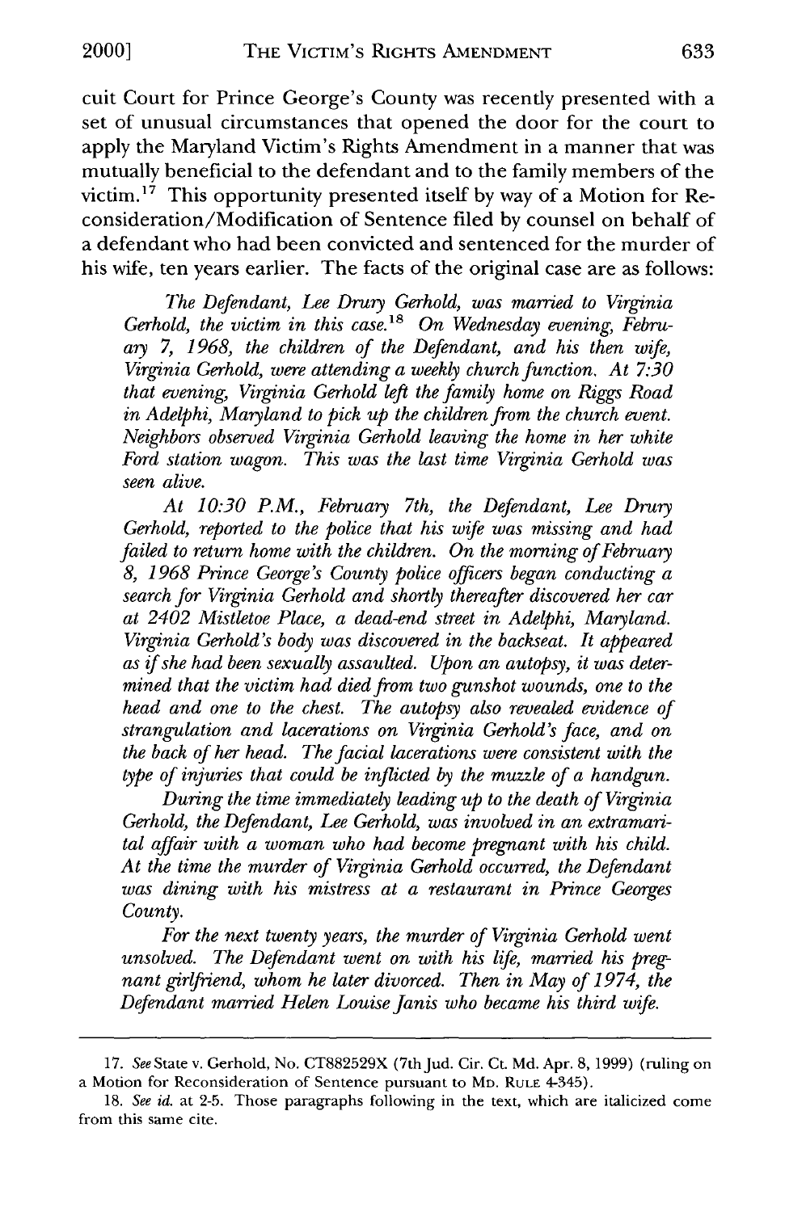cuit Court for Prince George's County was recently presented with a set of unusual circumstances that opened the door for the court to apply the Maryland Victim's Rights Amendment in a manner that was mutually beneficial to the defendant and to the family members of the victim.[17] This opportunity presented itself by way of a Motion for Reconsideration/Modification of Sentence filed by counsel on behalf of a defendant who had been convicted and sentenced for the murder of his wife, ten years earlier. The facts of the original case are as follows:

*The Defendant, Lee Drury Gerhold, was married to Virginia Gerhold, the victim in this case.*[18] *On Wednesday evening, February 7, 1968, the children of the Defendant, and his then wife, Virginia Gerhold, were attending a weekly church function. At 7:30 that evening, Virginia Gerhold left the family home on Riggs Road in Adelphi, Maryland to pick up the children from the church event. Neighbors observed Virginia Gerhold leaving the home in her white Ford station wagon. This was the last time Virginia Gerhold was seen alive.*

*At 10:30 P.M., February 7th, the Defendant, Lee Drury Gerhold, reported to the police that his wife was missing and had failed to return home with the children. On the morning of February 8, 1968 Prince George's County police officers began conducting a search for Virginia Gerhold and shortly thereafter discovered her car at 2402 Mistletoe Place, a dead-end street in Adelphi, Maryland. Virginia Gerhold's body was discovered in the backseat. It appeared as if she had been sexually assaulted. Upon an autopsy, it was determined that the victim had died from two gunshot wounds, one to the head and one to the chest. The autopsy also revealed evidence of strangulation and lacerations on Virginia Gerhold's face, and on the back of her head. The facial lacerations were consistent with the type of injuries that could be inflicted by the muzzle of a handgun.*

*During the time immediately leading up to the death of Virginia Gerhold, the Defendant, Lee Gerhold, was involved in an extramarital affair with a woman who had become pregnant with his child. At the time the murder of Virginia Gerhold occurred, the Defendant was dining with his mistress at a restaurant in Prince Georges County.*

*For the next twenty years, the murder of Virginia Gerhold went unsolved. The Defendant went on with his life, married his pregnant girlfriend, whom he later divorced. Then in May of 1974, the Defendant married Helen Louise Janis who became his third wife.*

---

17. *See* State v. Gerhold, No. CT882529X (7th Jud. Cir. Ct. Md. Apr. 8, 1999) (ruling on a Motion for Reconsideration of Sentence pursuant to MD. RULE 4-345).

18. *See id.* at 2-5. Those paragraphs following in the text, which are italicized come from this same cite.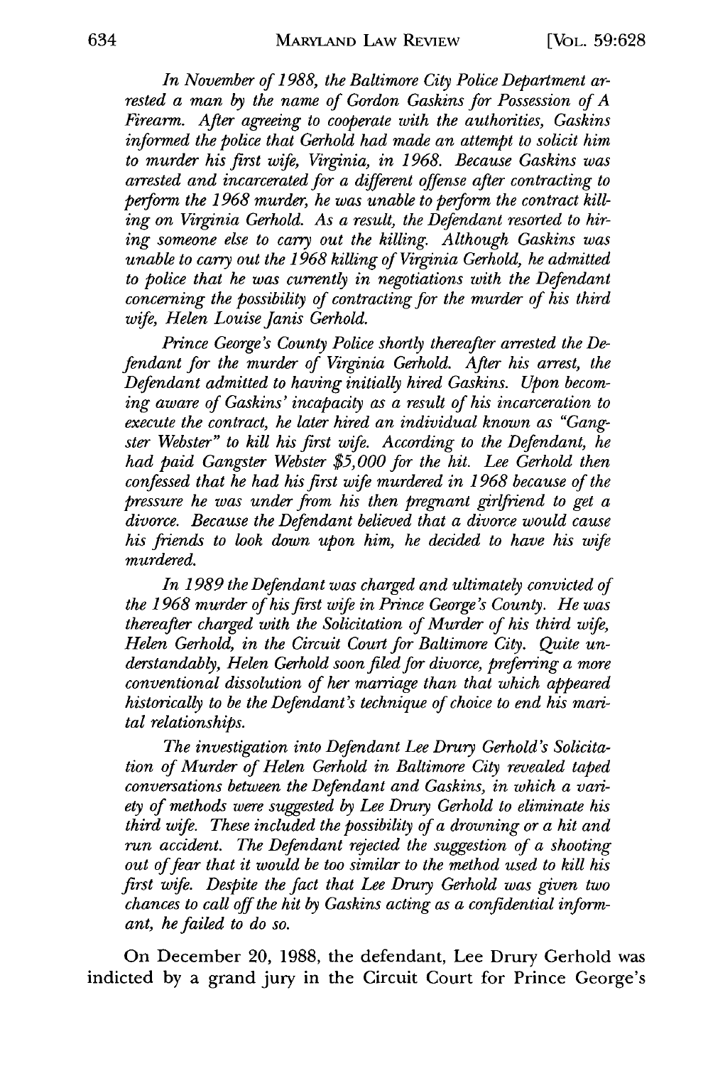*In November of 1988, the Baltimore City Police Department arrested a man by the name of Gordon Gaskins for Possession of A Firearm. After agreeing to cooperate with the authorities, Gaskins informed the police that Gerhold had made an attempt to solicit him to murder his first wife, Virginia, in 1968. Because Gaskins was arrested and incarcerated for a different offense after contracting to perform the 1968 murder, he was unable to perform the contract killing on Virginia Gerhold. As a result, the Defendant resorted to hiring someone else to carry out the killing. Although Gaskins was unable to carry out the 1968 killing of Virginia Gerhold, he admitted to police that he was currently in negotiations with the Defendant concerning the possibility of contracting for the murder of his third wife, Helen Louise Janis Gerhold.*

*Prince George's County Police shortly thereafter arrested the Defendant for the murder of Virginia Gerhold. After his arrest, the Defendant admitted to having initially hired Gaskins. Upon becoming aware of Gaskins' incapacity as a result of his incarceration to execute the contract, he later hired an individual known as "Gangster Webster" to kill his first wife. According to the Defendant, he had paid Gangster Webster $5,000 for the hit. Lee Gerhold then confessed that he had his first wife murdered in 1968 because of the pressure he was under from his then pregnant girlfriend to get a divorce. Because the Defendant believed that a divorce would cause his friends to look down upon him, he decided to have his wife murdered.*

*In 1989 the Defendant was charged and ultimately convicted of the 1968 murder of his first wife in Prince George's County. He was thereafter charged with the Solicitation of Murder of his third wife, Helen Gerhold, in the Circuit Court for Baltimore City. Quite understandably, Helen Gerhold soon filed for divorce, preferring a more conventional dissolution of her marriage than that which appeared historically to be the Defendant's technique of choice to end his marital relationships.*

*The investigation into Defendant Lee Drury Gerhold's Solicitation of Murder of Helen Gerhold in Baltimore City revealed taped conversations between the Defendant and Gaskins, in which a variety of methods were suggested by Lee Drury Gerhold to eliminate his third wife. These included the possibility of a drowning or a hit and run accident. The Defendant rejected the suggestion of a shooting out of fear that it would be too similar to the method used to kill his first wife. Despite the fact that Lee Drury Gerhold was given two chances to call off the hit by Gaskins acting as a confidential informant, he failed to do so.*

On December 20, 1988, the defendant, Lee Drury Gerhold was indicted by a grand jury in the Circuit Court for Prince George's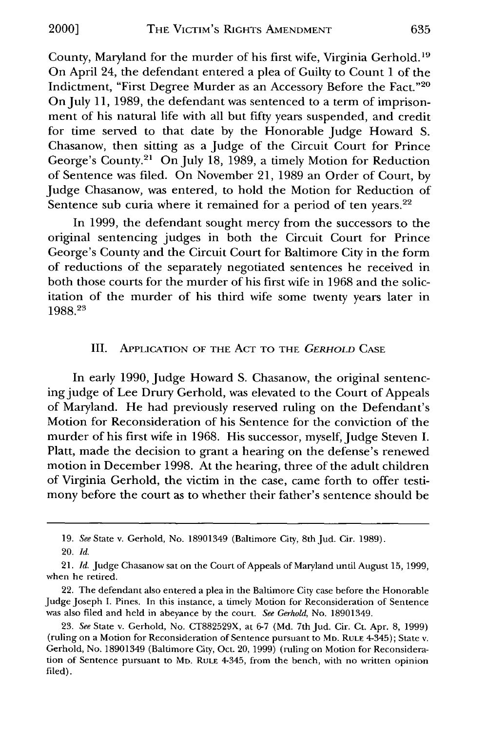County, Maryland for the murder of his first wife, Virginia Gerhold.[19] On April 24, the defendant entered a plea of Guilty to Count 1 of the Indictment, "First Degree Murder as an Accessory Before the Fact."[20] On July 11, 1989, the defendant was sentenced to a term of imprisonment of his natural life with all but fifty years suspended, and credit for time served to that date by the Honorable Judge Howard S. Chasanow, then sitting as a Judge of the Circuit Court for Prince George's County.[21] On July 18, 1989, a timely Motion for Reduction of Sentence was filed. On November 21, 1989 an Order of Court, by Judge Chasanow, was entered, to hold the Motion for Reduction of Sentence sub curia where it remained for a period of ten years.[22]

In 1999, the defendant sought mercy from the successors to the original sentencing judges in both the Circuit Court for Prince George's County and the Circuit Court for Baltimore City in the form of reductions of the separately negotiated sentences he received in both those courts for the murder of his first wife in 1968 and the solicitation of the murder of his third wife some twenty years later in 1988.[23]

## III. Application of the Act to the *Gerhold* Case

In early 1990, Judge Howard S. Chasanow, the original sentencing judge of Lee Drury Gerhold, was elevated to the Court of Appeals of Maryland. He had previously reserved ruling on the Defendant's Motion for Reconsideration of his Sentence for the conviction of the murder of his first wife in 1968. His successor, myself, Judge Steven I. Platt, made the decision to grant a hearing on the defense's renewed motion in December 1998. At the hearing, three of the adult children of Virginia Gerhold, the victim in the case, came forth to offer testimony before the court as to whether their father's sentence should be

---

19. *See* State v. Gerhold, No. 18901349 (Baltimore City, 8th Jud. Cir. 1989).

20. *Id.*

21. *Id.* Judge Chasanow sat on the Court of Appeals of Maryland until August 15, 1999, when he retired.

22. The defendant also entered a plea in the Baltimore City case before the Honorable Judge Joseph I. Pines. In this instance, a timely Motion for Reconsideration of Sentence was also filed and held in abeyance by the court. *See Gerhold*, No. 18901349.

23. *See* State v. Gerhold, No. CT882529X, at 6-7 (Md. 7th Jud. Cir. Ct. Apr. 8, 1999) (ruling on a Motion for Reconsideration of Sentence pursuant to Md. Rule 4-345); State v. Gerhold, No. 18901349 (Baltimore City, Oct. 20, 1999) (ruling on Motion for Reconsideration of Sentence pursuant to Md. Rule 4-345, from the bench, with no written opinion filed).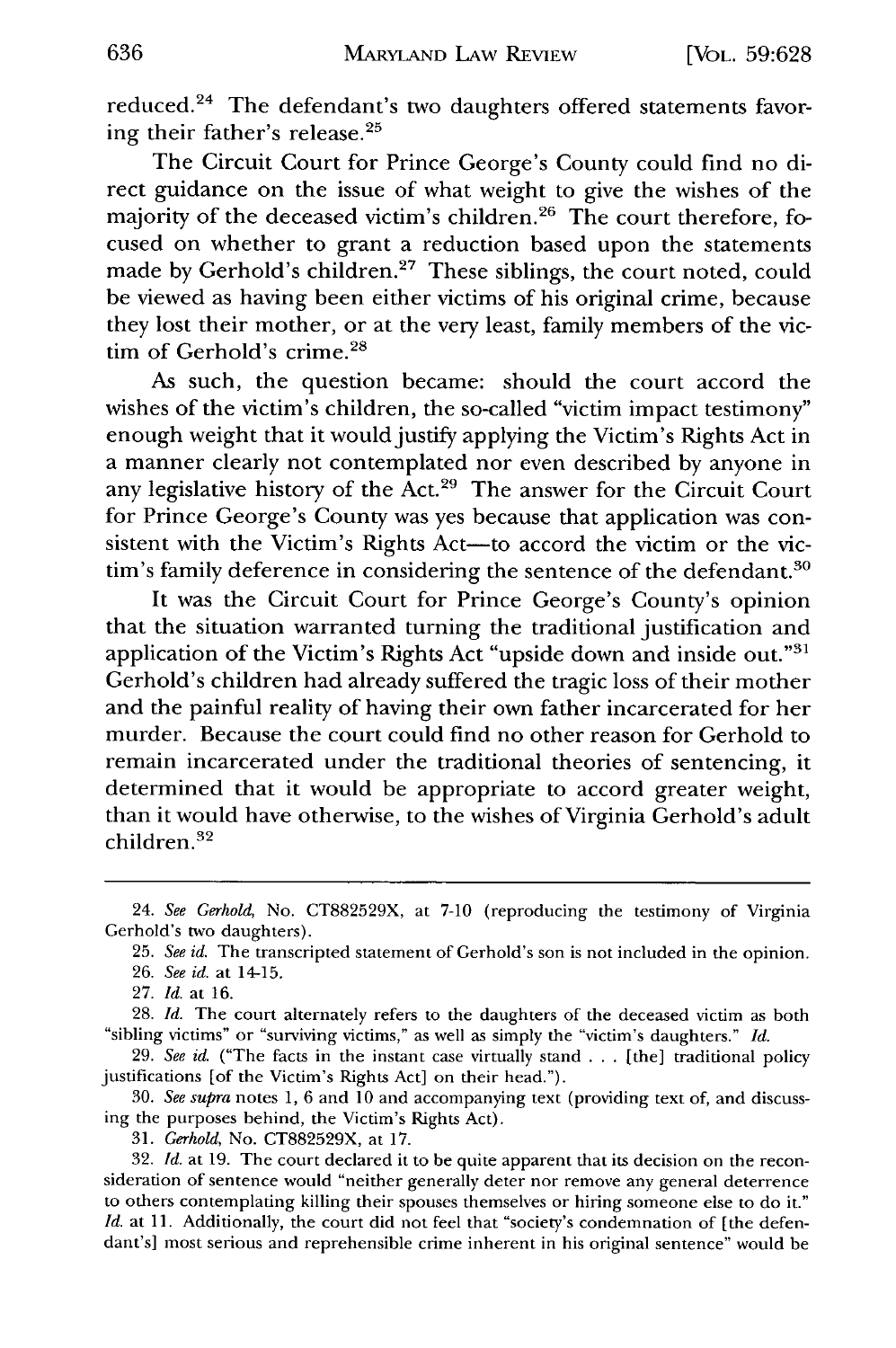reduced.[24] The defendant's two daughters offered statements favoring their father's release.[25]

The Circuit Court for Prince George's County could find no direct guidance on the issue of what weight to give the wishes of the majority of the deceased victim's children.[26] The court therefore, focused on whether to grant a reduction based upon the statements made by Gerhold's children.[27] These siblings, the court noted, could be viewed as having been either victims of his original crime, because they lost their mother, or at the very least, family members of the victim of Gerhold's crime.[28]

As such, the question became: should the court accord the wishes of the victim's children, the so-called "victim impact testimony" enough weight that it would justify applying the Victim's Rights Act in a manner clearly not contemplated nor even described by anyone in any legislative history of the Act.[29] The answer for the Circuit Court for Prince George's County was yes because that application was consistent with the Victim's Rights Act—to accord the victim or the victim's family deference in considering the sentence of the defendant.[30]

It was the Circuit Court for Prince George's County's opinion that the situation warranted turning the traditional justification and application of the Victim's Rights Act "upside down and inside out."[31] Gerhold's children had already suffered the tragic loss of their mother and the painful reality of having their own father incarcerated for her murder. Because the court could find no other reason for Gerhold to remain incarcerated under the traditional theories of sentencing, it determined that it would be appropriate to accord greater weight, than it would have otherwise, to the wishes of Virginia Gerhold's adult children.[32]

---

24. *See Gerhold*, No. CT882529X, at 7-10 (reproducing the testimony of Virginia Gerhold's two daughters).

25. *See id.* The transcripted statement of Gerhold's son is not included in the opinion.

26. *See id.* at 14-15.

27. *Id.* at 16.

28. *Id.* The court alternately refers to the daughters of the deceased victim as both "sibling victims" or "surviving victims," as well as simply the "victim's daughters." *Id.*

29. *See id.* ("The facts in the instant case virtually stand . . . [the] traditional policy justifications [of the Victim's Rights Act] on their head.").

30. *See supra* notes 1, 6 and 10 and accompanying text (providing text of, and discussing the purposes behind, the Victim's Rights Act).

31. *Gerhold*, No. CT882529X, at 17.

32. *Id.* at 19. The court declared it to be quite apparent that its decision on the reconsideration of sentence would "neither generally deter nor remove any general deterrence to others contemplating killing their spouses themselves or hiring someone else to do it." *Id.* at 11. Additionally, the court did not feel that "society's condemnation of [the defendant's] most serious and reprehensible crime inherent in his original sentence" would be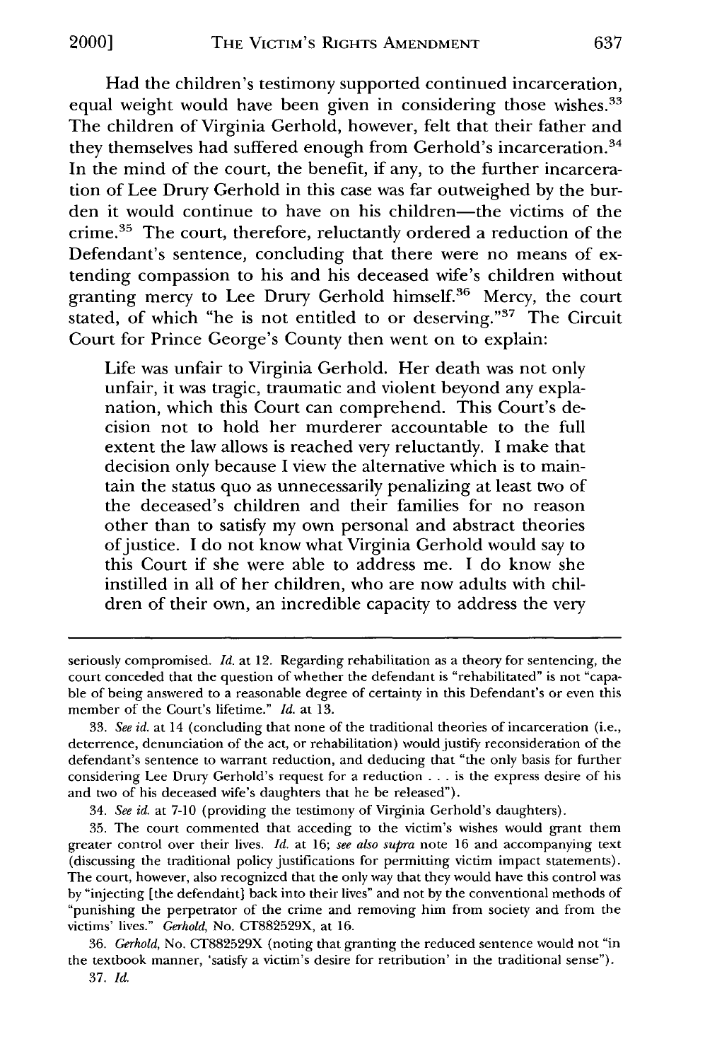Had the children's testimony supported continued incarceration, equal weight would have been given in considering those wishes.[33] The children of Virginia Gerhold, however, felt that their father and they themselves had suffered enough from Gerhold's incarceration.[34] In the mind of the court, the benefit, if any, to the further incarceration of Lee Drury Gerhold in this case was far outweighed by the burden it would continue to have on his children—the victims of the crime.[35] The court, therefore, reluctantly ordered a reduction of the Defendant's sentence, concluding that there were no means of extending compassion to his and his deceased wife's children without granting mercy to Lee Drury Gerhold himself.[36] Mercy, the court stated, of which "he is not entitled to or deserving."[37] The Circuit Court for Prince George's County then went on to explain:

> Life was unfair to Virginia Gerhold. Her death was not only unfair, it was tragic, traumatic and violent beyond any explanation, which this Court can comprehend. This Court's decision not to hold her murderer accountable to the full extent the law allows is reached very reluctantly. I make that decision only because I view the alternative which is to maintain the status quo as unnecessarily penalizing at least two of the deceased's children and their families for no reason other than to satisfy my own personal and abstract theories of justice. I do not know what Virginia Gerhold would say to this Court if she were able to address me. I do know she instilled in all of her children, who are now adults with children of their own, an incredible capacity to address the very

---

seriously compromised. *Id.* at 12. Regarding rehabilitation as a theory for sentencing, the court conceded that the question of whether the defendant is "rehabilitated" is not "capable of being answered to a reasonable degree of certainty in this Defendant's or even this member of the Court's lifetime." *Id.* at 13.

33. *See id.* at 14 (concluding that none of the traditional theories of incarceration (i.e., deterrence, denunciation of the act, or rehabilitation) would justify reconsideration of the defendant's sentence to warrant reduction, and deducing that "the only basis for further considering Lee Drury Gerhold's request for a reduction . . . is the express desire of his and two of his deceased wife's daughters that he be released").

34. *See id.* at 7-10 (providing the testimony of Virginia Gerhold's daughters).

35. The court commented that acceding to the victim's wishes would grant them greater control over their lives. *Id.* at 16; *see also supra* note 16 and accompanying text (discussing the traditional policy justifications for permitting victim impact statements). The court, however, also recognized that the only way that they would have this control was by "injecting [the defendant] back into their lives" and not by the conventional methods of "punishing the perpetrator of the crime and removing him from society and from the victims' lives." *Gerhold*, No. CT882529X, at 16.

36. *Gerhold*, No. CT882529X (noting that granting the reduced sentence would not "in the textbook manner, 'satisfy a victim's desire for retribution' in the traditional sense").

37. *Id.*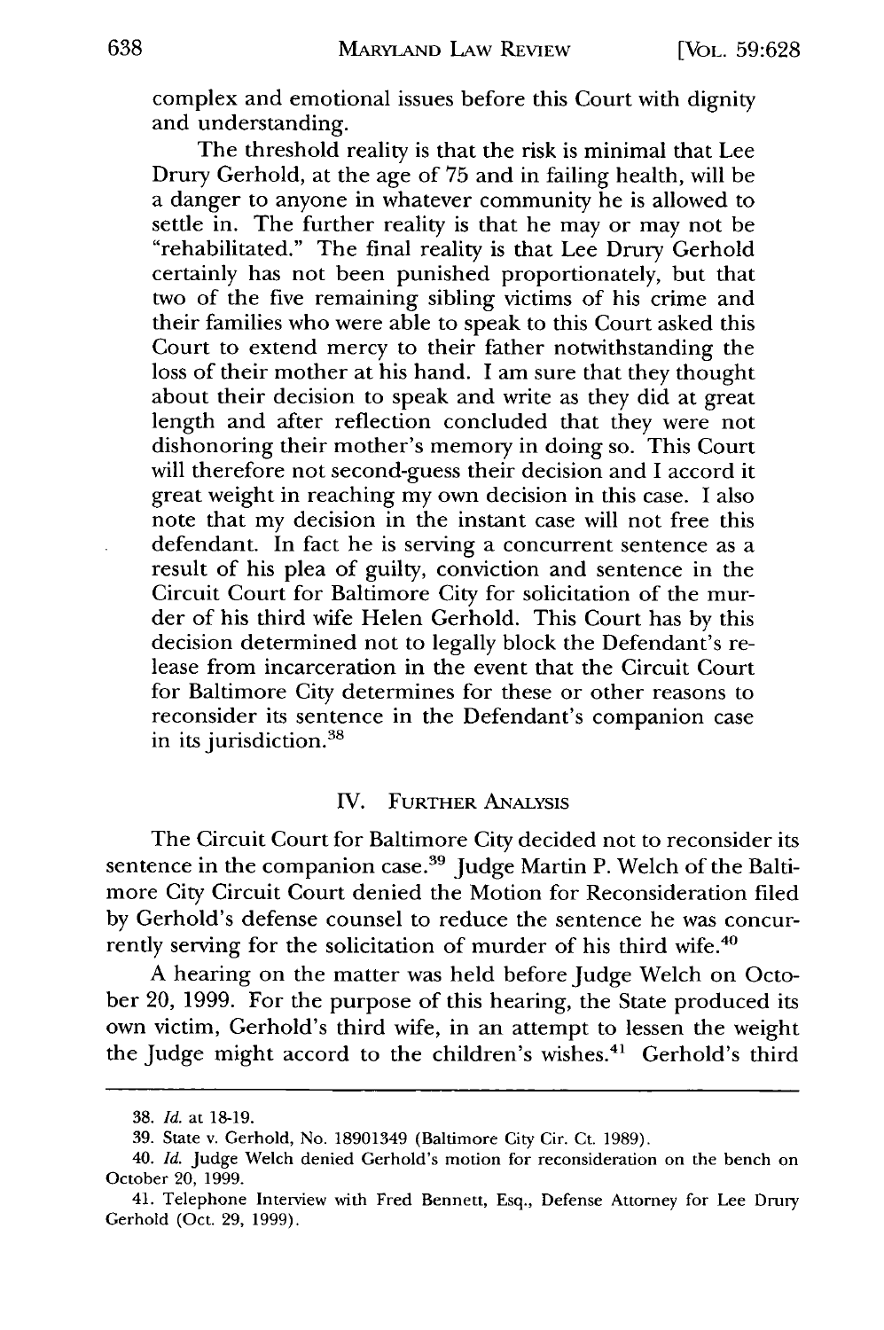complex and emotional issues before this Court with dignity and understanding.

The threshold reality is that the risk is minimal that Lee Drury Gerhold, at the age of 75 and in failing health, will be a danger to anyone in whatever community he is allowed to settle in. The further reality is that he may or may not be "rehabilitated." The final reality is that Lee Drury Gerhold certainly has not been punished proportionately, but that two of the five remaining sibling victims of his crime and their families who were able to speak to this Court asked this Court to extend mercy to their father notwithstanding the loss of their mother at his hand. I am sure that they thought about their decision to speak and write as they did at great length and after reflection concluded that they were not dishonoring their mother's memory in doing so. This Court will therefore not second-guess their decision and I accord it great weight in reaching my own decision in this case. I also note that my decision in the instant case will not free this defendant. In fact he is serving a concurrent sentence as a result of his plea of guilty, conviction and sentence in the Circuit Court for Baltimore City for solicitation of the murder of his third wife Helen Gerhold. This Court has by this decision determined not to legally block the Defendant's release from incarceration in the event that the Circuit Court for Baltimore City determines for these or other reasons to reconsider its sentence in the Defendant's companion case in its jurisdiction.[38]

## IV. Further Analysis

The Circuit Court for Baltimore City decided not to reconsider its sentence in the companion case.[39] Judge Martin P. Welch of the Baltimore City Circuit Court denied the Motion for Reconsideration filed by Gerhold's defense counsel to reduce the sentence he was concurrently serving for the solicitation of murder of his third wife.[40]

A hearing on the matter was held before Judge Welch on October 20, 1999. For the purpose of this hearing, the State produced its own victim, Gerhold's third wife, in an attempt to lessen the weight the Judge might accord to the children's wishes.[41] Gerhold's third

---

38. *Id.* at 18-19.

39. State v. Gerhold, No. 18901349 (Baltimore City Cir. Ct. 1989).

40. *Id.* Judge Welch denied Gerhold's motion for reconsideration on the bench on October 20, 1999.

41. Telephone Interview with Fred Bennett, Esq., Defense Attorney for Lee Drury Gerhold (Oct. 29, 1999).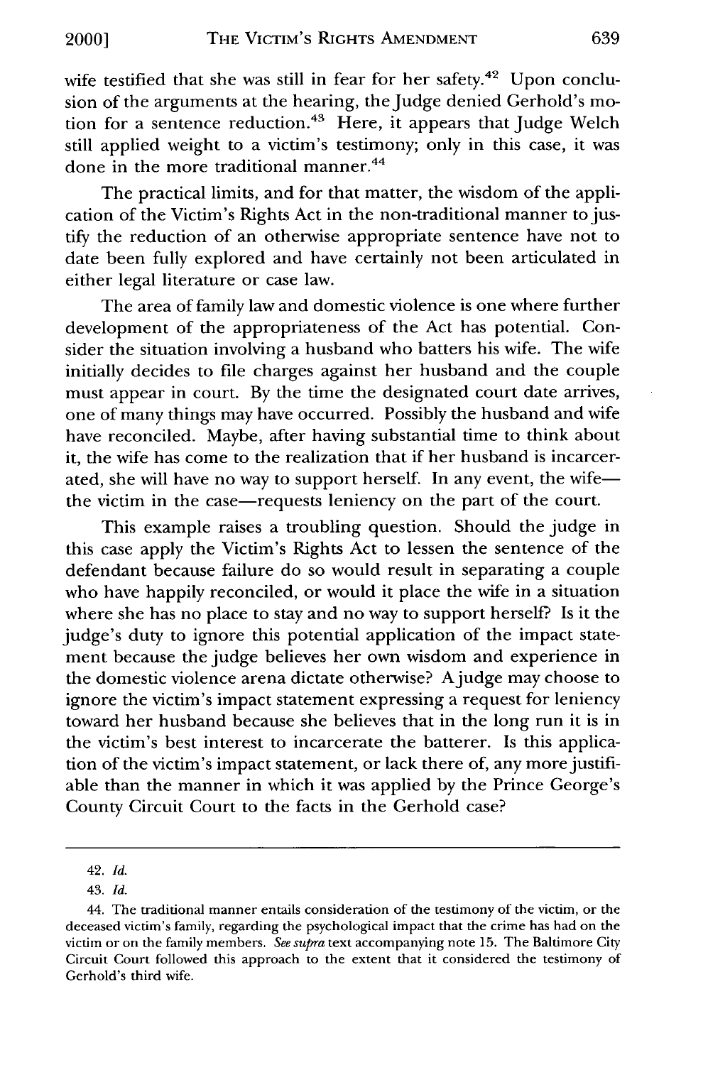wife testified that she was still in fear for her safety.[42] Upon conclusion of the arguments at the hearing, the Judge denied Gerhold's motion for a sentence reduction.[43] Here, it appears that Judge Welch still applied weight to a victim's testimony; only in this case, it was done in the more traditional manner.[44]

The practical limits, and for that matter, the wisdom of the application of the Victim's Rights Act in the non-traditional manner to justify the reduction of an otherwise appropriate sentence have not to date been fully explored and have certainly not been articulated in either legal literature or case law.

The area of family law and domestic violence is one where further development of the appropriateness of the Act has potential. Consider the situation involving a husband who batters his wife. The wife initially decides to file charges against her husband and the couple must appear in court. By the time the designated court date arrives, one of many things may have occurred. Possibly the husband and wife have reconciled. Maybe, after having substantial time to think about it, the wife has come to the realization that if her husband is incarcerated, she will have no way to support herself. In any event, the wife—the victim in the case—requests leniency on the part of the court.

This example raises a troubling question. Should the judge in this case apply the Victim's Rights Act to lessen the sentence of the defendant because failure do so would result in separating a couple who have happily reconciled, or would it place the wife in a situation where she has no place to stay and no way to support herself? Is it the judge's duty to ignore this potential application of the impact statement because the judge believes her own wisdom and experience in the domestic violence arena dictate otherwise? A judge may choose to ignore the victim's impact statement expressing a request for leniency toward her husband because she believes that in the long run it is in the victim's best interest to incarcerate the batterer. Is this application of the victim's impact statement, or lack there of, any more justifiable than the manner in which it was applied by the Prince George's County Circuit Court to the facts in the Gerhold case?

---

42. *Id.*

43. *Id.*

44. The traditional manner entails consideration of the testimony of the victim, or the deceased victim's family, regarding the psychological impact that the crime has had on the victim or on the family members. *See supra* text accompanying note 15. The Baltimore City Circuit Court followed this approach to the extent that it considered the testimony of Gerhold's third wife.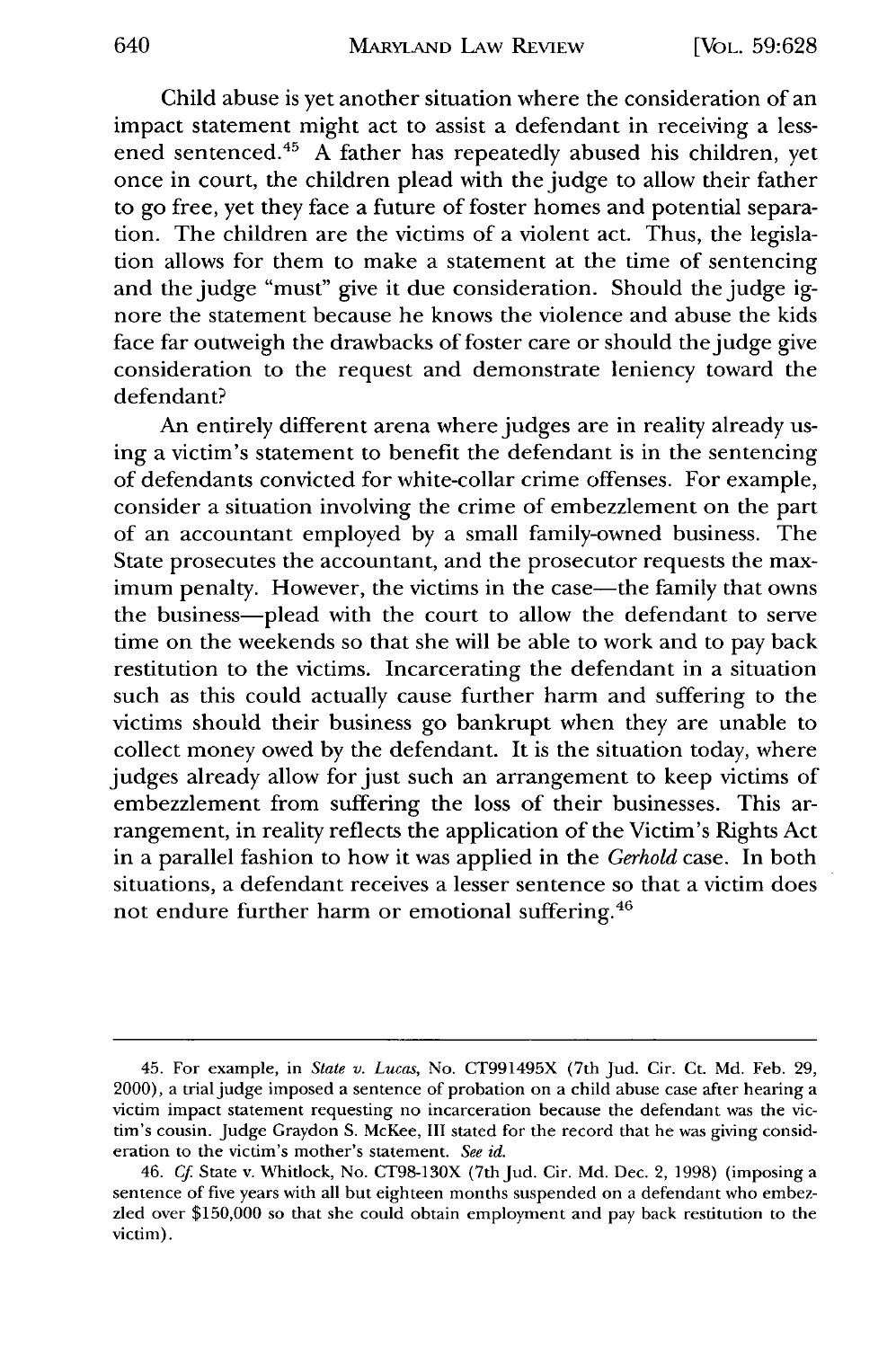Child abuse is yet another situation where the consideration of an impact statement might act to assist a defendant in receiving a lessened sentenced.[45] A father has repeatedly abused his children, yet once in court, the children plead with the judge to allow their father to go free, yet they face a future of foster homes and potential separation. The children are the victims of a violent act. Thus, the legislation allows for them to make a statement at the time of sentencing and the judge "must" give it due consideration. Should the judge ignore the statement because he knows the violence and abuse the kids face far outweigh the drawbacks of foster care or should the judge give consideration to the request and demonstrate leniency toward the defendant?

An entirely different arena where judges are in reality already using a victim's statement to benefit the defendant is in the sentencing of defendants convicted for white-collar crime offenses. For example, consider a situation involving the crime of embezzlement on the part of an accountant employed by a small family-owned business. The State prosecutes the accountant, and the prosecutor requests the maximum penalty. However, the victims in the case—the family that owns the business—plead with the court to allow the defendant to serve time on the weekends so that she will be able to work and to pay back restitution to the victims. Incarcerating the defendant in a situation such as this could actually cause further harm and suffering to the victims should their business go bankrupt when they are unable to collect money owed by the defendant. It is the situation today, where judges already allow for just such an arrangement to keep victims of embezzlement from suffering the loss of their businesses. This arrangement, in reality reflects the application of the Victim's Rights Act in a parallel fashion to how it was applied in the *Gerhold* case. In both situations, a defendant receives a lesser sentence so that a victim does not endure further harm or emotional suffering.[46]

---

45. For example, in *State v. Lucas*, No. CT991495X (7th Jud. Cir. Ct. Md. Feb. 29, 2000), a trial judge imposed a sentence of probation on a child abuse case after hearing a victim impact statement requesting no incarceration because the defendant was the victim's cousin. Judge Graydon S. McKee, III stated for the record that he was giving consideration to the victim's mother's statement. *See id.*

46. *Cf.* State v. Whitlock, No. CT98-130X (7th Jud. Cir. Md. Dec. 2, 1998) (imposing a sentence of five years with all but eighteen months suspended on a defendant who embezzled over $150,000 so that she could obtain employment and pay back restitution to the victim).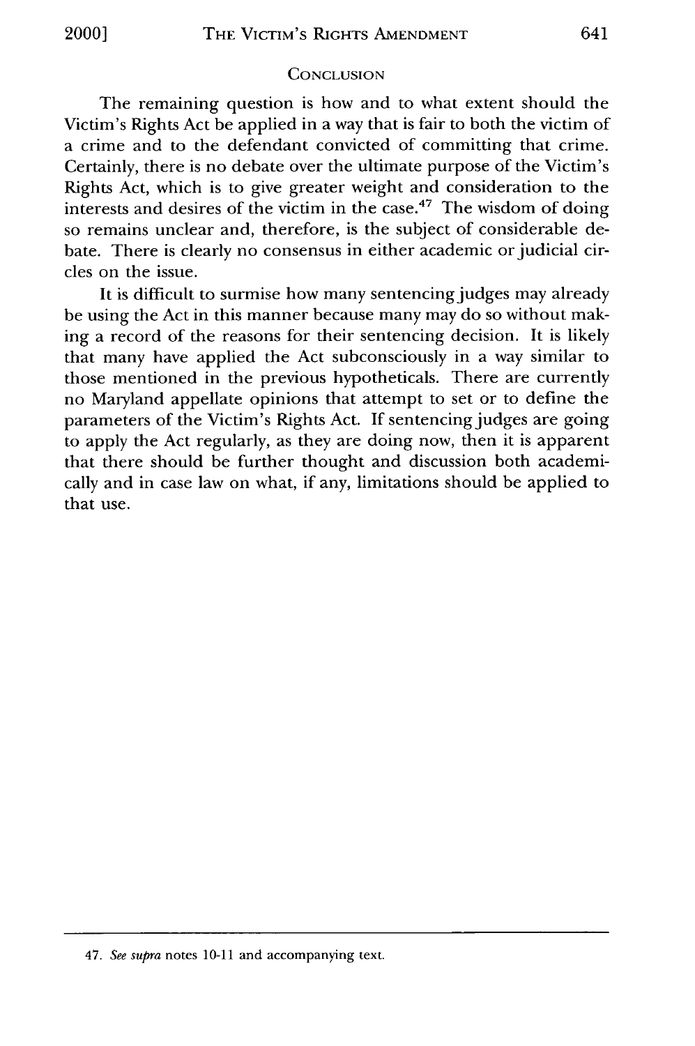## Conclusion

The remaining question is how and to what extent should the Victim's Rights Act be applied in a way that is fair to both the victim of a crime and to the defendant convicted of committing that crime. Certainly, there is no debate over the ultimate purpose of the Victim's Rights Act, which is to give greater weight and consideration to the interests and desires of the victim in the case.[47] The wisdom of doing so remains unclear and, therefore, is the subject of considerable debate. There is clearly no consensus in either academic or judicial circles on the issue.

It is difficult to surmise how many sentencing judges may already be using the Act in this manner because many may do so without making a record of the reasons for their sentencing decision. It is likely that many have applied the Act subconsciously in a way similar to those mentioned in the previous hypotheticals. There are currently no Maryland appellate opinions that attempt to set or to define the parameters of the Victim's Rights Act. If sentencing judges are going to apply the Act regularly, as they are doing now, then it is apparent that there should be further thought and discussion both academically and in case law on what, if any, limitations should be applied to that use.

---

47. *See supra* notes 10-11 and accompanying text.